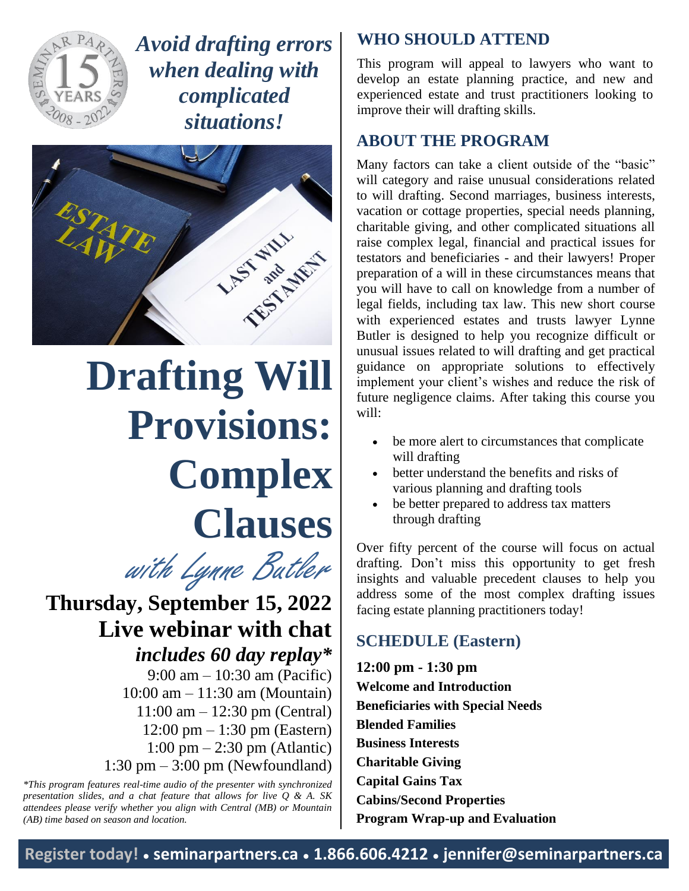*Avoid drafting errors when dealing with complicated situations!*

# Drafting Will Provisions: Complex Clauses

*with Lynne Butler*

## Thursday, September 15, 2022
## Live webinar with chat
### *includes 60 day replay**

9:00 am – 10:30 am (Pacific)
10:00 am – 11:30 am (Mountain)
11:00 am – 12:30 pm (Central)
12:00 pm – 1:30 pm (Eastern)
1:00 pm – 2:30 pm (Atlantic)
1:30 pm – 3:00 pm (Newfoundland)

*\*This program features real-time audio of the presenter with synchronized presentation slides, and a chat feature that allows for live Q & A. SK attendees please verify whether you align with Central (MB) or Mountain (AB) time based on season and location.*

## WHO SHOULD ATTEND

This program will appeal to lawyers who want to develop an estate planning practice, and new and experienced estate and trust practitioners looking to improve their will drafting skills.

## ABOUT THE PROGRAM

Many factors can take a client outside of the "basic" will category and raise unusual considerations related to will drafting. Second marriages, business interests, vacation or cottage properties, special needs planning, charitable giving, and other complicated situations all raise complex legal, financial and practical issues for testators and beneficiaries - and their lawyers! Proper preparation of a will in these circumstances means that you will have to call on knowledge from a number of legal fields, including tax law. This new short course with experienced estates and trusts lawyer Lynne Butler is designed to help you recognize difficult or unusual issues related to will drafting and get practical guidance on appropriate solutions to effectively implement your client's wishes and reduce the risk of future negligence claims. After taking this course you will:

- be more alert to circumstances that complicate will drafting
- better understand the benefits and risks of various planning and drafting tools
- be better prepared to address tax matters through drafting

Over fifty percent of the course will focus on actual drafting. Don't miss this opportunity to get fresh insights and valuable precedent clauses to help you address some of the most complex drafting issues facing estate planning practitioners today!

## SCHEDULE (Eastern)

**12:00 pm - 1:30 pm**
**Welcome and Introduction**
**Beneficiaries with Special Needs**
**Blended Families**
**Business Interests**
**Charitable Giving**
**Capital Gains Tax**
**Cabins/Second Properties**
**Program Wrap-up and Evaluation**

**Register today! • seminarpartners.ca • 1.866.606.4212 • jennifer@seminarpartners.ca**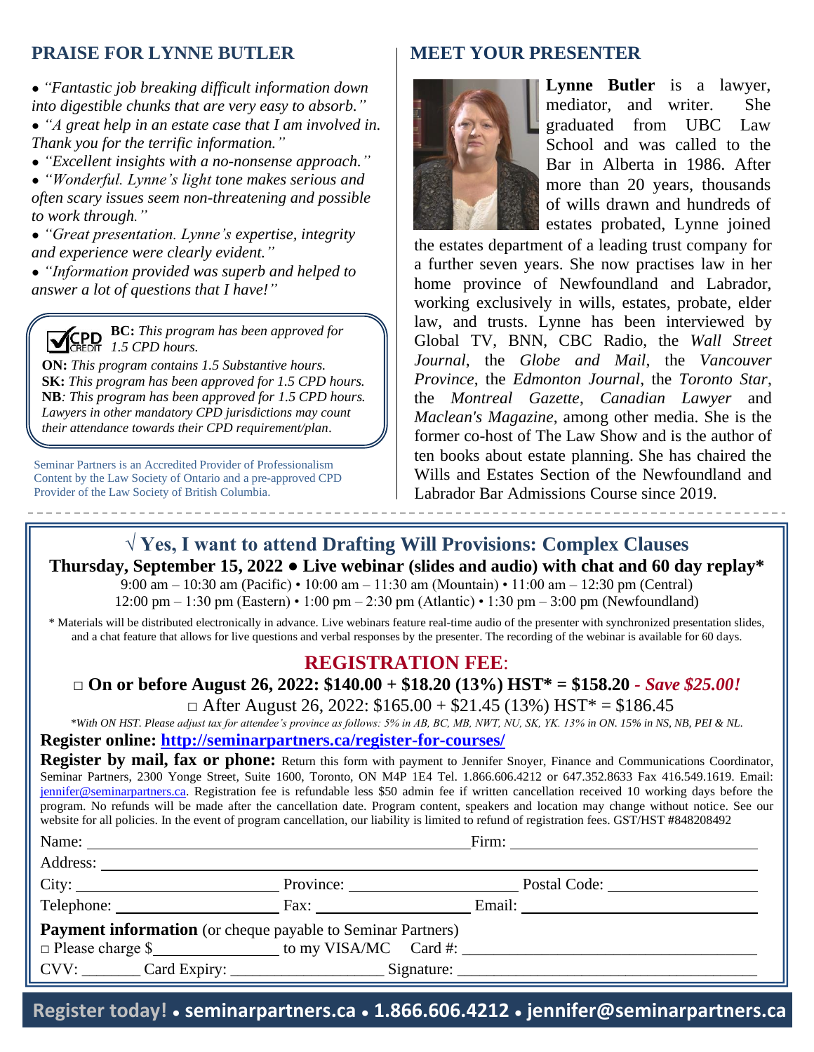## PRAISE FOR LYNNE BUTLER

- *"Fantastic job breaking difficult information down into digestible chunks that are very easy to absorb."*
- *"A great help in an estate case that I am involved in. Thank you for the terrific information."*
- *"Excellent insights with a no-nonsense approach."*
- *"Wonderful. Lynne's light tone makes serious and often scary issues seem non-threatening and possible to work through."*
- *"Great presentation. Lynne's expertise, integrity and experience were clearly evident."*
- *"Information provided was superb and helped to answer a lot of questions that I have!"*

**BC:** *This program has been approved for 1.5 CPD hours.*
**ON:** *This program contains 1.5 Substantive hours.*
**SK:** *This program has been approved for 1.5 CPD hours.*
**NB**: *This program has been approved for 1.5 CPD hours.*
*Lawyers in other mandatory CPD jurisdictions may count their attendance towards their CPD requirement/plan.*

Seminar Partners is an Accredited Provider of Professionalism Content by the Law Society of Ontario and a pre-approved CPD Provider of the Law Society of British Columbia.

## MEET YOUR PRESENTER

**Lynne Butler** is a lawyer, mediator, and writer. She graduated from UBC Law School and was called to the Bar in Alberta in 1986. After more than 20 years, thousands of wills drawn and hundreds of estates probated, Lynne joined the estates department of a leading trust company for a further seven years. She now practises law in her home province of Newfoundland and Labrador, working exclusively in wills, estates, probate, elder law, and trusts. Lynne has been interviewed by Global TV, BNN, CBC Radio, the *Wall Street Journal*, the *Globe and Mail*, the *Vancouver Province*, the *Edmonton Journal*, the *Toronto Star*, the *Montreal Gazette*, *Canadian Lawyer* and *Maclean's Magazine*, among other media. She is the former co-host of The Law Show and is the author of ten books about estate planning. She has chaired the Wills and Estates Section of the Newfoundland and Labrador Bar Admissions Course since 2019.

---

## √ Yes, I want to attend Drafting Will Provisions: Complex Clauses

**Thursday, September 15, 2022 ● Live webinar (slides and audio) with chat and 60 day replay\***

9:00 am – 10:30 am (Pacific) • 10:00 am – 11:30 am (Mountain) • 11:00 am – 12:30 pm (Central)
12:00 pm – 1:30 pm (Eastern) • 1:00 pm – 2:30 pm (Atlantic) • 1:30 pm – 3:00 pm (Newfoundland)

\* Materials will be distributed electronically in advance. Live webinars feature real-time audio of the presenter with synchronized presentation slides, and a chat feature that allows for live questions and verbal responses by the presenter. The recording of the webinar is available for 60 days.

## REGISTRATION FEE:

□ **On or before August 26, 2022: $140.00 + $18.20 (13%) HST\* = $158.20** ***- Save $25.00!***

□ After August 26, 2022: $165.00 + $21.45 (13%) HST\* = $186.45

*\*With ON HST. Please adjust tax for attendee's province as follows: 5% in AB, BC, MB, NWT, NU, SK, YK. 13% in ON. 15% in NS, NB, PEI & NL.*

**Register online: http://seminarpartners.ca/register-for-courses/**

**Register by mail, fax or phone:** Return this form with payment to Jennifer Snoyer, Finance and Communications Coordinator, Seminar Partners, 2300 Yonge Street, Suite 1600, Toronto, ON M4P 1E4 Tel. 1.866.606.4212 or 647.352.8633 Fax 416.549.1619. Email: jennifer@seminarpartners.ca. Registration fee is refundable less $50 admin fee if written cancellation received 10 working days before the program. No refunds will be made after the cancellation date. Program content, speakers and location may change without notice. See our website for all policies. In the event of program cancellation, our liability is limited to refund of registration fees. GST/HST #848208492

Name: ______________________ Firm: ______________________

Address: ______________________

City: ____________ Province: ____________ Postal Code: ____________

Telephone: ____________ Fax: ____________ Email: ____________

**Payment information** (or cheque payable to Seminar Partners)

□ Please charge $____________ to my VISA/MC Card #: ______________________

CVV: _______ Card Expiry: ___________________ Signature: ______________________

**Register today! • seminarpartners.ca • 1.866.606.4212 • jennifer@seminarpartners.ca**